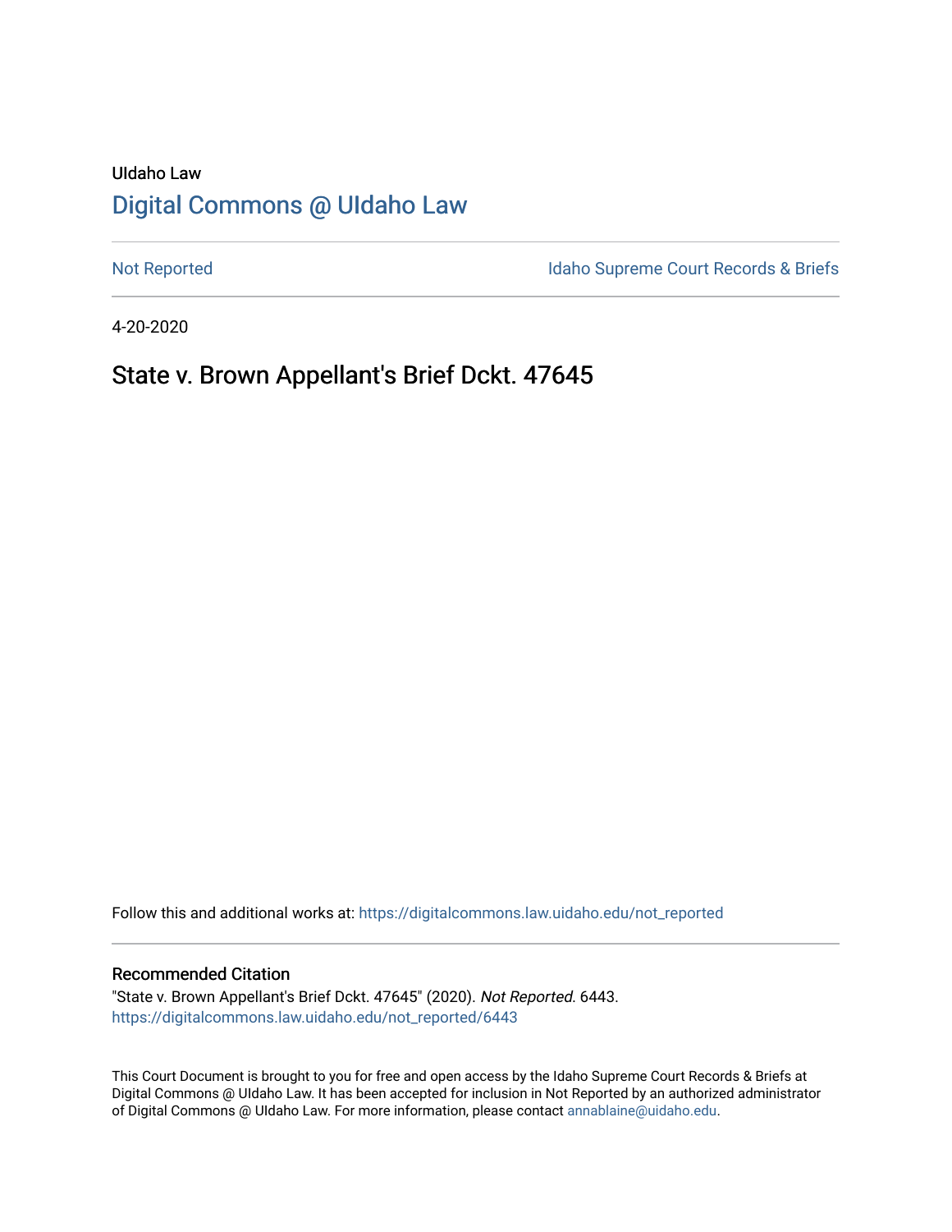UIdaho Law

# Digital Commons @ UIdaho Law

Not Reported

Idaho Supreme Court Records & Briefs

4-20-2020

## State v. Brown Appellant's Brief Dckt. 47645

Follow this and additional works at: https://digitalcommons.law.uidaho.edu/not_reported

### Recommended Citation

"State v. Brown Appellant's Brief Dckt. 47645" (2020). *Not Reported*. 6443.
https://digitalcommons.law.uidaho.edu/not_reported/6443

This Court Document is brought to you for free and open access by the Idaho Supreme Court Records & Briefs at Digital Commons @ UIdaho Law. It has been accepted for inclusion in Not Reported by an authorized administrator of Digital Commons @ UIdaho Law. For more information, please contact annablaine@uidaho.edu.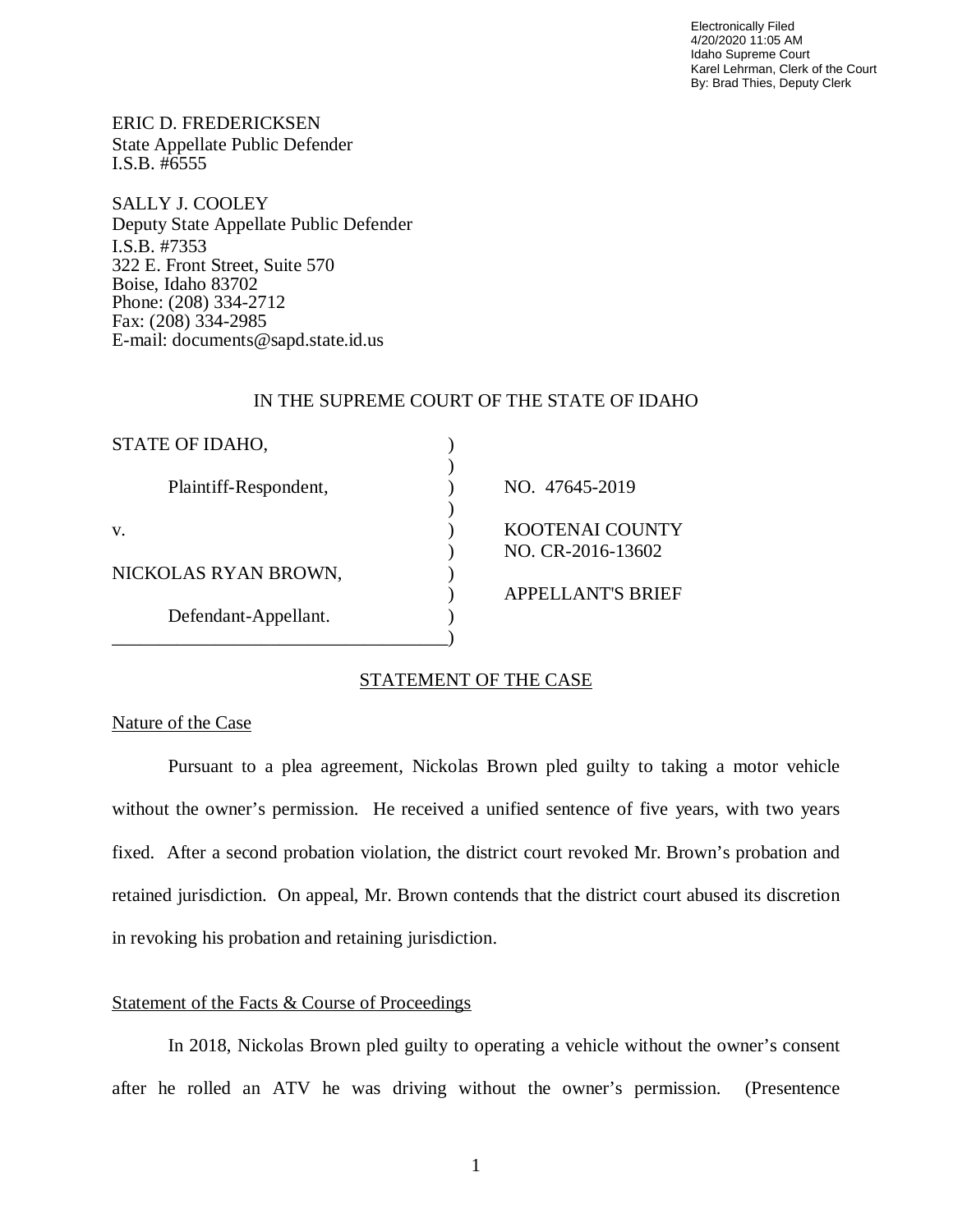Electronically Filed
4/20/2020 11:05 AM
Idaho Supreme Court
Karel Lehrman, Clerk of the Court
By: Brad Thies, Deputy Clerk

ERIC D. FREDERICKSEN
State Appellate Public Defender
I.S.B. #6555

SALLY J. COOLEY
Deputy State Appellate Public Defender
I.S.B. #7353
322 E. Front Street, Suite 570
Boise, Idaho 83702
Phone: (208) 334-2712
Fax: (208) 334-2985
E-mail: documents@sapd.state.id.us

IN THE SUPREME COURT OF THE STATE OF IDAHO

| | | |
|---|---|---|
| STATE OF IDAHO, | ) | |
| | ) | |
| Plaintiff-Respondent, | ) | NO. 47645-2019 |
| | ) | |
| v. | ) | KOOTENAI COUNTY |
| | ) | NO. CR-2016-13602 |
| NICKOLAS RYAN BROWN, | ) | |
| | ) | APPELLANT'S BRIEF |
| Defendant-Appellant. | ) | |
| ___________________________________ | ) | |

## STATEMENT OF THE CASE

### Nature of the Case

Pursuant to a plea agreement, Nickolas Brown pled guilty to taking a motor vehicle without the owner's permission. He received a unified sentence of five years, with two years fixed. After a second probation violation, the district court revoked Mr. Brown's probation and retained jurisdiction. On appeal, Mr. Brown contends that the district court abused its discretion in revoking his probation and retaining jurisdiction.

### Statement of the Facts & Course of Proceedings

In 2018, Nickolas Brown pled guilty to operating a vehicle without the owner's consent after he rolled an ATV he was driving without the owner's permission. (Presentence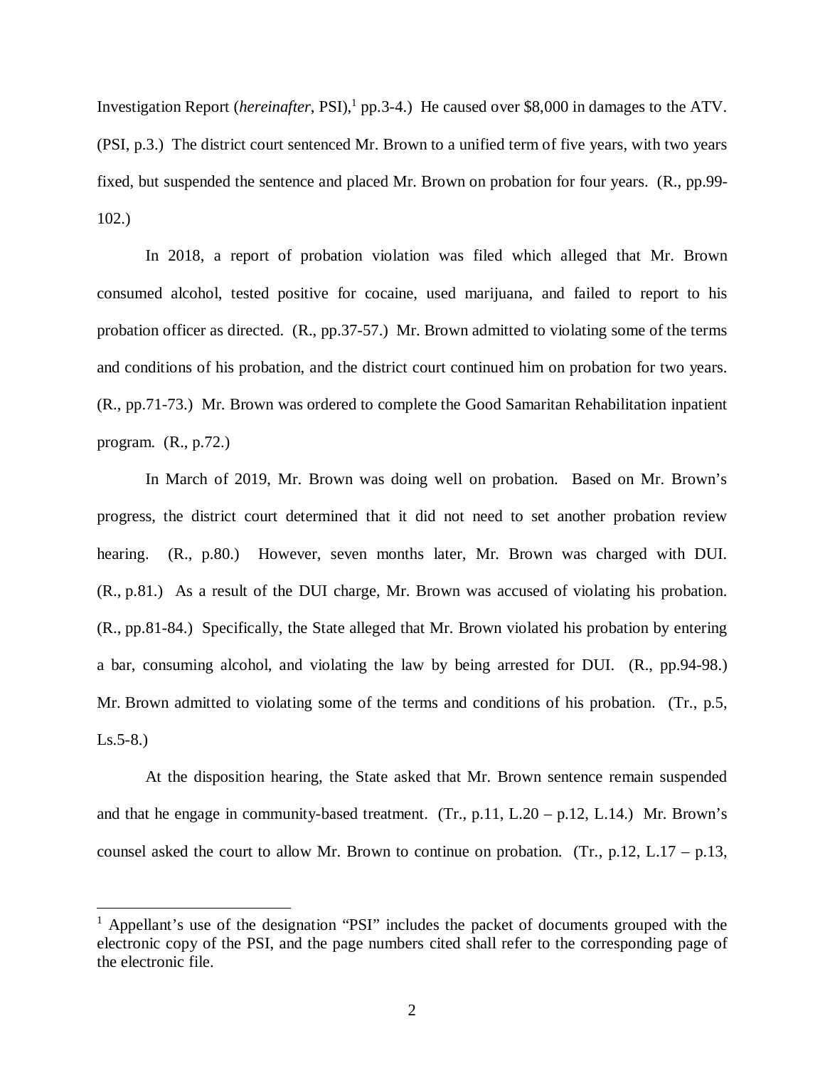Investigation Report (*hereinafter*, PSI),[1] pp.3-4.) He caused over $8,000 in damages to the ATV. (PSI, p.3.) The district court sentenced Mr. Brown to a unified term of five years, with two years fixed, but suspended the sentence and placed Mr. Brown on probation for four years. (R., pp.99-102.)

In 2018, a report of probation violation was filed which alleged that Mr. Brown consumed alcohol, tested positive for cocaine, used marijuana, and failed to report to his probation officer as directed. (R., pp.37-57.) Mr. Brown admitted to violating some of the terms and conditions of his probation, and the district court continued him on probation for two years. (R., pp.71-73.) Mr. Brown was ordered to complete the Good Samaritan Rehabilitation inpatient program. (R., p.72.)

In March of 2019, Mr. Brown was doing well on probation. Based on Mr. Brown's progress, the district court determined that it did not need to set another probation review hearing. (R., p.80.) However, seven months later, Mr. Brown was charged with DUI. (R., p.81.) As a result of the DUI charge, Mr. Brown was accused of violating his probation. (R., pp.81-84.) Specifically, the State alleged that Mr. Brown violated his probation by entering a bar, consuming alcohol, and violating the law by being arrested for DUI. (R., pp.94-98.) Mr. Brown admitted to violating some of the terms and conditions of his probation. (Tr., p.5, Ls.5-8.)

At the disposition hearing, the State asked that Mr. Brown sentence remain suspended and that he engage in community-based treatment. (Tr., p.11, L.20 – p.12, L.14.) Mr. Brown's counsel asked the court to allow Mr. Brown to continue on probation. (Tr., p.12, L.17 – p.13,

---

[1] Appellant's use of the designation "PSI" includes the packet of documents grouped with the electronic copy of the PSI, and the page numbers cited shall refer to the corresponding page of the electronic file.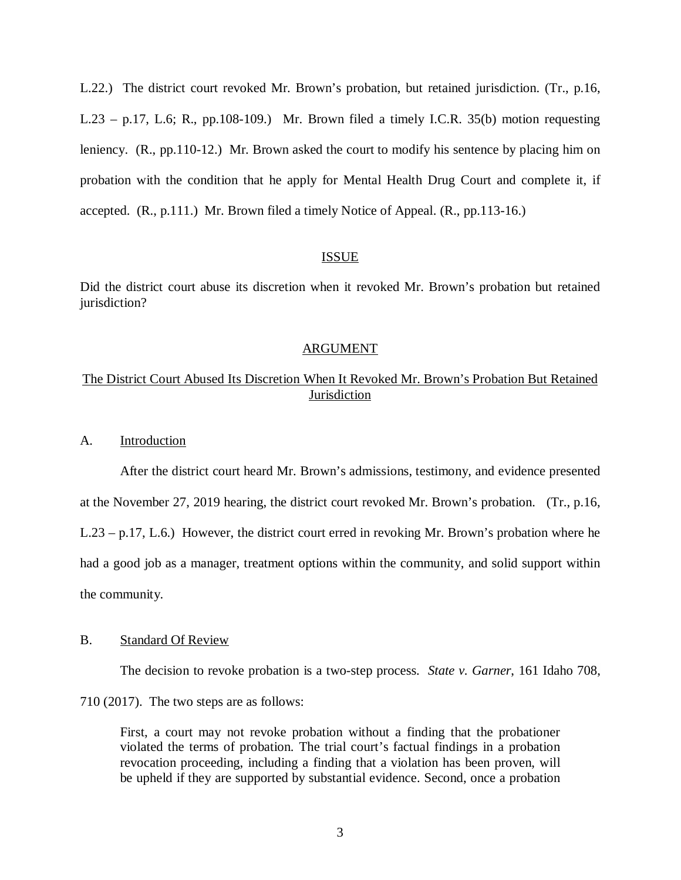L.22.) The district court revoked Mr. Brown's probation, but retained jurisdiction. (Tr., p.16, L.23 – p.17, L.6; R., pp.108-109.) Mr. Brown filed a timely I.C.R. 35(b) motion requesting leniency. (R., pp.110-12.) Mr. Brown asked the court to modify his sentence by placing him on probation with the condition that he apply for Mental Health Drug Court and complete it, if accepted. (R., p.111.) Mr. Brown filed a timely Notice of Appeal. (R., pp.113-16.)

## ISSUE

Did the district court abuse its discretion when it revoked Mr. Brown's probation but retained jurisdiction?

## ARGUMENT

### The District Court Abused Its Discretion When It Revoked Mr. Brown's Probation But Retained Jurisdiction

#### A. Introduction

After the district court heard Mr. Brown's admissions, testimony, and evidence presented at the November 27, 2019 hearing, the district court revoked Mr. Brown's probation. (Tr., p.16, L.23 – p.17, L.6.) However, the district court erred in revoking Mr. Brown's probation where he had a good job as a manager, treatment options within the community, and solid support within the community.

#### B. Standard Of Review

The decision to revoke probation is a two-step process. *State v. Garner*, 161 Idaho 708, 710 (2017). The two steps are as follows:

> First, a court may not revoke probation without a finding that the probationer violated the terms of probation. The trial court's factual findings in a probation revocation proceeding, including a finding that a violation has been proven, will be upheld if they are supported by substantial evidence. Second, once a probation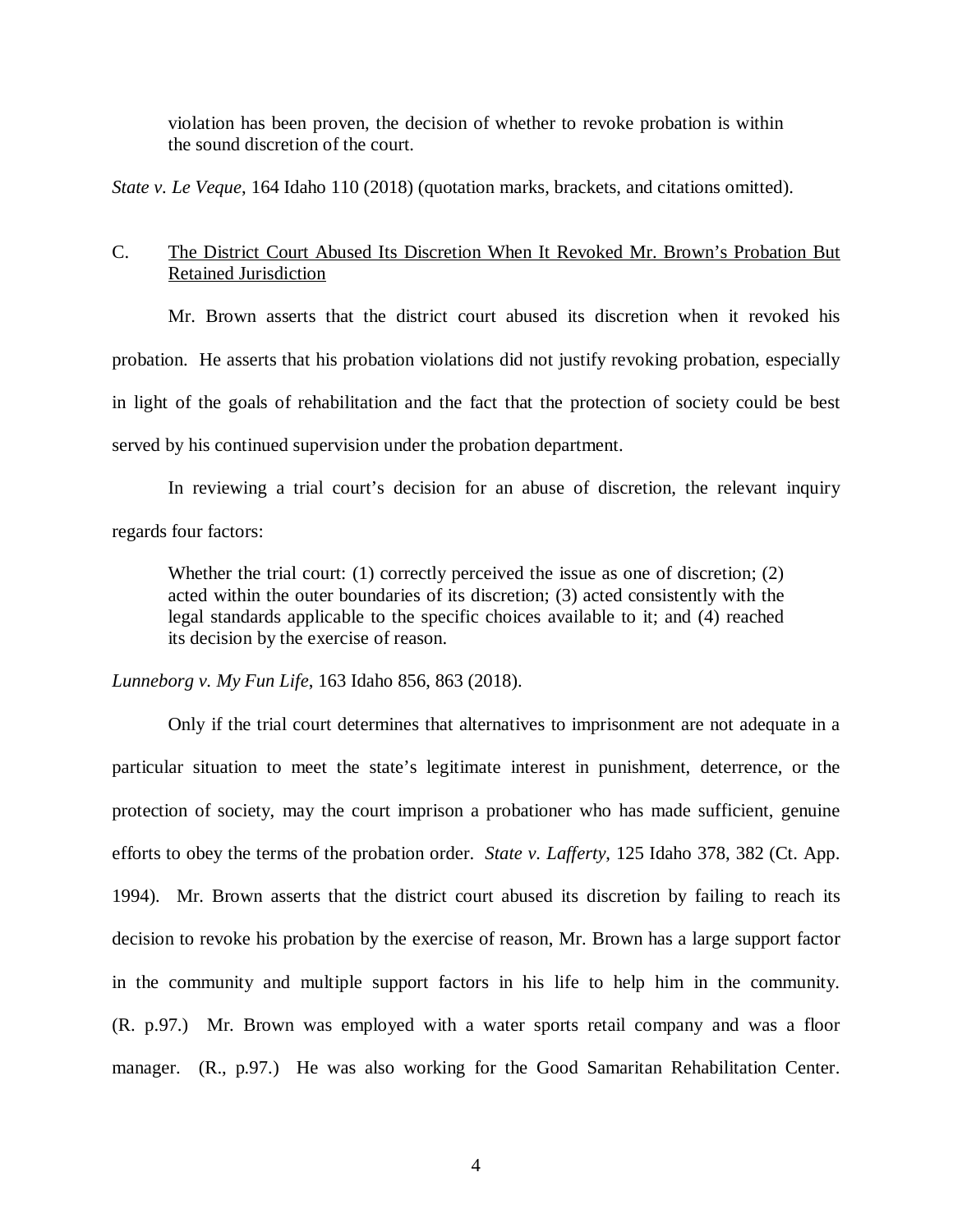> violation has been proven, the decision of whether to revoke probation is within the sound discretion of the court.

*State v. Le Veque*, 164 Idaho 110 (2018) (quotation marks, brackets, and citations omitted).

C. <u>The District Court Abused Its Discretion When It Revoked Mr. Brown's Probation But Retained Jurisdiction</u>

Mr. Brown asserts that the district court abused its discretion when it revoked his probation. He asserts that his probation violations did not justify revoking probation, especially in light of the goals of rehabilitation and the fact that the protection of society could be best served by his continued supervision under the probation department.

In reviewing a trial court's decision for an abuse of discretion, the relevant inquiry regards four factors:

> Whether the trial court: (1) correctly perceived the issue as one of discretion; (2) acted within the outer boundaries of its discretion; (3) acted consistently with the legal standards applicable to the specific choices available to it; and (4) reached its decision by the exercise of reason.

*Lunneborg v. My Fun Life*, 163 Idaho 856, 863 (2018).

Only if the trial court determines that alternatives to imprisonment are not adequate in a particular situation to meet the state's legitimate interest in punishment, deterrence, or the protection of society, may the court imprison a probationer who has made sufficient, genuine efforts to obey the terms of the probation order. *State v. Lafferty*, 125 Idaho 378, 382 (Ct. App. 1994). Mr. Brown asserts that the district court abused its discretion by failing to reach its decision to revoke his probation by the exercise of reason, Mr. Brown has a large support factor in the community and multiple support factors in his life to help him in the community. (R. p.97.) Mr. Brown was employed with a water sports retail company and was a floor manager. (R., p.97.) He was also working for the Good Samaritan Rehabilitation Center.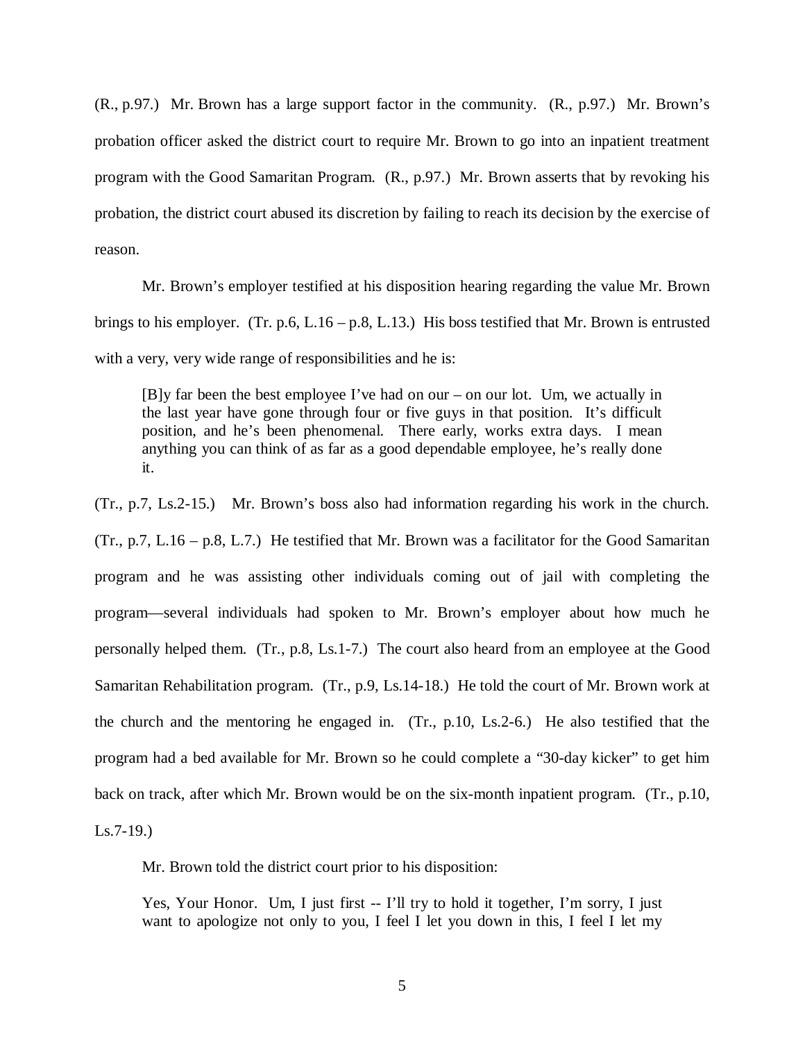(R., p.97.) Mr. Brown has a large support factor in the community. (R., p.97.) Mr. Brown's probation officer asked the district court to require Mr. Brown to go into an inpatient treatment program with the Good Samaritan Program. (R., p.97.) Mr. Brown asserts that by revoking his probation, the district court abused its discretion by failing to reach its decision by the exercise of reason.

Mr. Brown's employer testified at his disposition hearing regarding the value Mr. Brown brings to his employer. (Tr. p.6, L.16 – p.8, L.13.) His boss testified that Mr. Brown is entrusted with a very, very wide range of responsibilities and he is:

> [B]y far been the best employee I've had on our – on our lot. Um, we actually in the last year have gone through four or five guys in that position. It's difficult position, and he's been phenomenal. There early, works extra days. I mean anything you can think of as far as a good dependable employee, he's really done it.

(Tr., p.7, Ls.2-15.) Mr. Brown's boss also had information regarding his work in the church. (Tr., p.7, L.16 – p.8, L.7.) He testified that Mr. Brown was a facilitator for the Good Samaritan program and he was assisting other individuals coming out of jail with completing the program—several individuals had spoken to Mr. Brown's employer about how much he personally helped them. (Tr., p.8, Ls.1-7.) The court also heard from an employee at the Good Samaritan Rehabilitation program. (Tr., p.9, Ls.14-18.) He told the court of Mr. Brown work at the church and the mentoring he engaged in. (Tr., p.10, Ls.2-6.) He also testified that the program had a bed available for Mr. Brown so he could complete a "30-day kicker" to get him back on track, after which Mr. Brown would be on the six-month inpatient program. (Tr., p.10, Ls.7-19.)

Mr. Brown told the district court prior to his disposition:

> Yes, Your Honor. Um, I just first -- I'll try to hold it together, I'm sorry, I just want to apologize not only to you, I feel I let you down in this, I feel I let my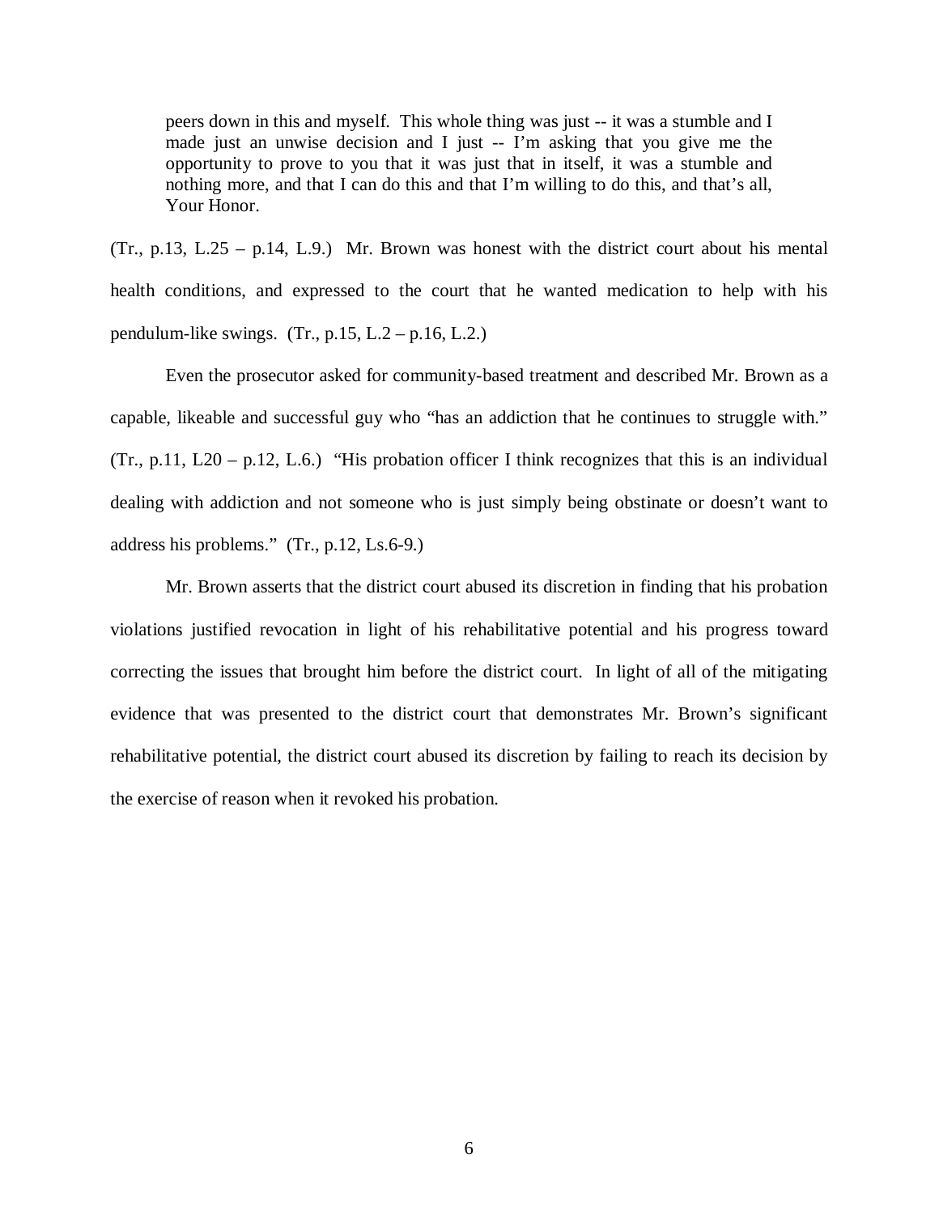> peers down in this and myself. This whole thing was just -- it was a stumble and I made just an unwise decision and I just -- I'm asking that you give me the opportunity to prove to you that it was just that in itself, it was a stumble and nothing more, and that I can do this and that I'm willing to do this, and that's all, Your Honor.

(Tr., p.13, L.25 – p.14, L.9.) Mr. Brown was honest with the district court about his mental health conditions, and expressed to the court that he wanted medication to help with his pendulum-like swings. (Tr., p.15, L.2 – p.16, L.2.)

Even the prosecutor asked for community-based treatment and described Mr. Brown as a capable, likeable and successful guy who "has an addiction that he continues to struggle with." (Tr., p.11, L20 – p.12, L.6.) "His probation officer I think recognizes that this is an individual dealing with addiction and not someone who is just simply being obstinate or doesn't want to address his problems." (Tr., p.12, Ls.6-9.)

Mr. Brown asserts that the district court abused its discretion in finding that his probation violations justified revocation in light of his rehabilitative potential and his progress toward correcting the issues that brought him before the district court. In light of all of the mitigating evidence that was presented to the district court that demonstrates Mr. Brown's significant rehabilitative potential, the district court abused its discretion by failing to reach its decision by the exercise of reason when it revoked his probation.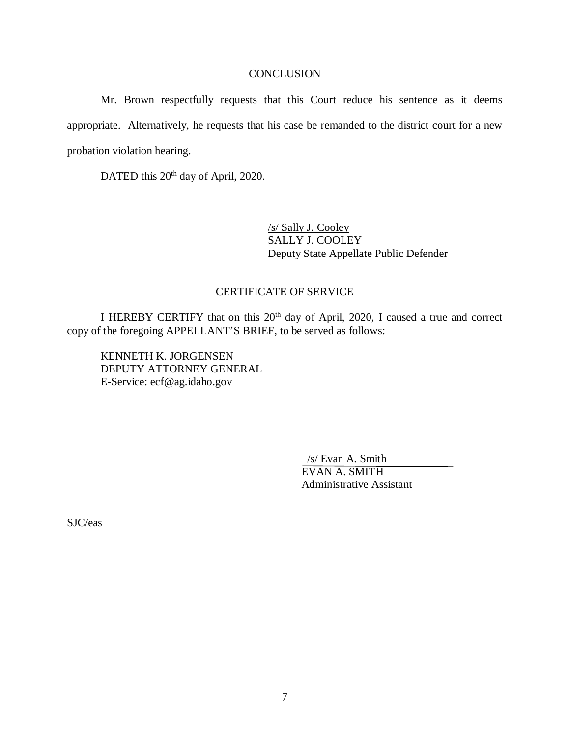## CONCLUSION

Mr. Brown respectfully requests that this Court reduce his sentence as it deems appropriate. Alternatively, he requests that his case be remanded to the district court for a new probation violation hearing.

DATED this 20th day of April, 2020.

/s/ Sally J. Cooley
SALLY J. COOLEY
Deputy State Appellate Public Defender

## CERTIFICATE OF SERVICE

I HEREBY CERTIFY that on this 20th day of April, 2020, I caused a true and correct copy of the foregoing APPELLANT'S BRIEF, to be served as follows:

KENNETH K. JORGENSEN
DEPUTY ATTORNEY GENERAL
E-Service: ecf@ag.idaho.gov

/s/ Evan A. Smith
EVAN A. SMITH
Administrative Assistant

SJC/eas